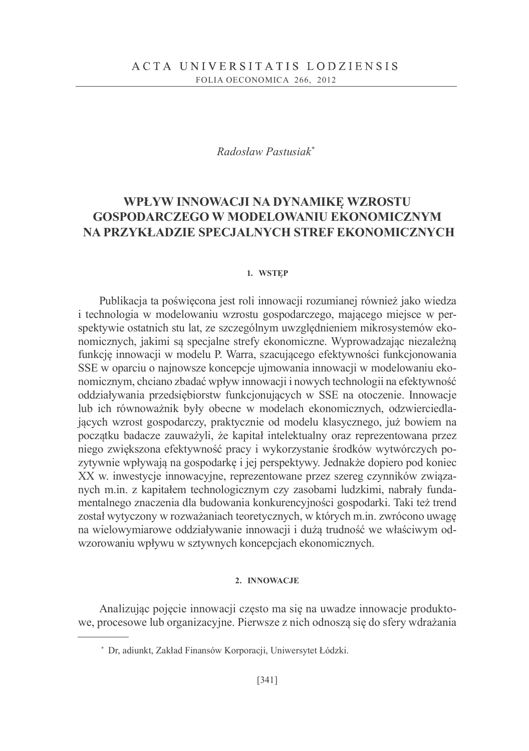Radosław Pastusiak[*]

# WPŁYW INNOWACJI NA DYNAMIKĘ WZROSTU GOSPODARCZEGO W MODELOWANIU EKONOMICZNYM NA PRZYKŁADZIE SPECJALNYCH STREF EKONOMICZNYCH

## 1. WSTĘP

Publikacja ta poświęcona jest roli innowacji rozumianej również jako wiedza i technologia w modelowaniu wzrostu gospodarczego, mającego miejsce w perspektywie ostatnich stu lat, ze szczególnym uwzględnieniem mikrosystemów ekonomicznych, jakimi są specjalne strefy ekonomiczne. Wyprowadzając niezależną funkcję innowacji w modelu P. Warra, szacującego efektywności funkcjonowania SSE w oparciu o najnowsze koncepcje ujmowania innowacji w modelowaniu ekonomicznym, chciano zbadać wpływ innowacji i nowych technologii na efektywność oddziaływania przedsiębiorstw funkcjonujących w SSE na otoczenie. Innowacje lub ich równoważnik były obecne w modelach ekonomicznych, odzwierciedlających wzrost gospodarczy, praktycznie od modelu klasycznego, już bowiem na początku badacze zauważyli, że kapitał intelektualny oraz reprezentowana przez niego zwiększona efektywność pracy i wykorzystanie środków wytwórczych pozytywnie wpływają na gospodarkę i jej perspektywy. Jednakże dopiero pod koniec XX w. inwestycje innowacyjne, reprezentowane przez szereg czynników związanych m.in. z kapitałem technologicznym czy zasobami ludzkimi, nabrały fundamentalnego znaczenia dla budowania konkurencyjności gospodarki. Taki też trend został wytyczony w rozważaniach teoretycznych, w których m.in. zwrócono uwagę na wielowymiarowe oddziaływanie innowacji i dużą trudność we właściwym odwzorowaniu wpływu w sztywnych koncepcjach ekonomicznych.

## 2. INNOWACJE

Analizując pojęcie innowacji często ma się na uwadze innowacje produktowe, procesowe lub organizacyjne. Pierwsze z nich odnoszą się do sfery wdrażania

---

[*] Dr, adiunkt, Zakład Finansów Korporacji, Uniwersytet Łódzki.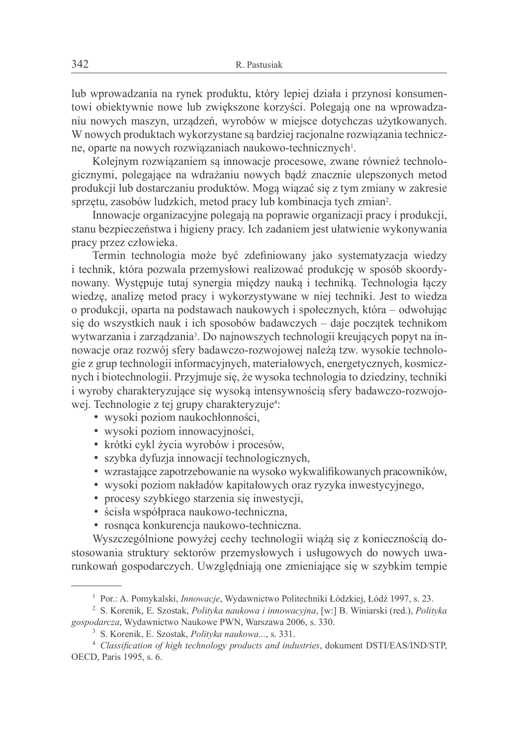lub wprowadzania na rynek produktu, który lepiej działa i przynosi konsumentowi obiektywnie nowe lub zwiększone korzyści. Polegają one na wprowadzaniu nowych maszyn, urządzeń, wyrobów w miejsce dotychczas użytkowanych. W nowych produktach wykorzystane są bardziej racjonalne rozwiązania techniczne, oparte na nowych rozwiązaniach naukowo-technicznych[1].

Kolejnym rozwiązaniem są innowacje procesowe, zwane również technologicznymi, polegające na wdrażaniu nowych bądź znacznie ulepszonych metod produkcji lub dostarczaniu produktów. Mogą wiązać się z tym zmiany w zakresie sprzętu, zasobów ludzkich, metod pracy lub kombinacja tych zmian[2].

Innowacje organizacyjne polegają na poprawie organizacji pracy i produkcji, stanu bezpieczeństwa i higieny pracy. Ich zadaniem jest ułatwienie wykonywania pracy przez człowieka.

Termin technologia może być zdefiniowany jako systematyzacja wiedzy i technik, która pozwala przemysłowi realizować produkcję w sposób skoordynowany. Występuje tutaj synergia między nauką i techniką. Technologia łączy wiedzę, analizę metod pracy i wykorzystywane w niej techniki. Jest to wiedza o produkcji, oparta na podstawach naukowych i społecznych, która – odwołując się do wszystkich nauk i ich sposobów badawczych – daje początek technikom wytwarzania i zarządzania[3]. Do najnowszych technologii kreujących popyt na innowacje oraz rozwój sfery badawczo-rozwojowej należą tzw. wysokie technologie z grup technologii informacyjnych, materiałowych, energetycznych, kosmicznych i biotechnologii. Przyjmuje się, że wysoka technologia to dziedziny, techniki i wyroby charakteryzujące się wysoką intensywnością sfery badawczo-rozwojowej. Technologie z tej grupy charakteryzuje[4]:

- wysoki poziom naukochłonności,
- wysoki poziom innowacyjności,
- krótki cykl życia wyrobów i procesów,
- szybka dyfuzja innowacji technologicznych,
- wzrastające zapotrzebowanie na wysoko wykwalifikowanych pracowników,
- wysoki poziom nakładów kapitałowych oraz ryzyka inwestycyjnego,
- procesy szybkiego starzenia się inwestycji,
- ścisła współpraca naukowo-techniczna,
- rosnąca konkurencja naukowo-techniczna.

Wyszczególnione powyżej cechy technologii wiążą się z koniecznością dostosowania struktury sektorów przemysłowych i usługowych do nowych uwarunkowań gospodarczych. Uwzględniają one zmieniające się w szybkim tempie

---

[1] Por.: A. Pomykalski, *Innowacje*, Wydawnictwo Politechniki Łódzkiej, Łódź 1997, s. 23.

[2] S. Korenik, E. Szostak, *Polityka naukowa i innowacyjna*, [w:] B. Winiarski (red.), *Polityka gospodarcza*, Wydawnictwo Naukowe PWN, Warszawa 2006, s. 330.

[3] S. Korenik, E. Szostak, *Polityka naukowa...*, s. 331.

[4] *Classification of high technology products and industries*, dokument DSTI/EAS/IND/STP, OECD, Paris 1995, s. 6.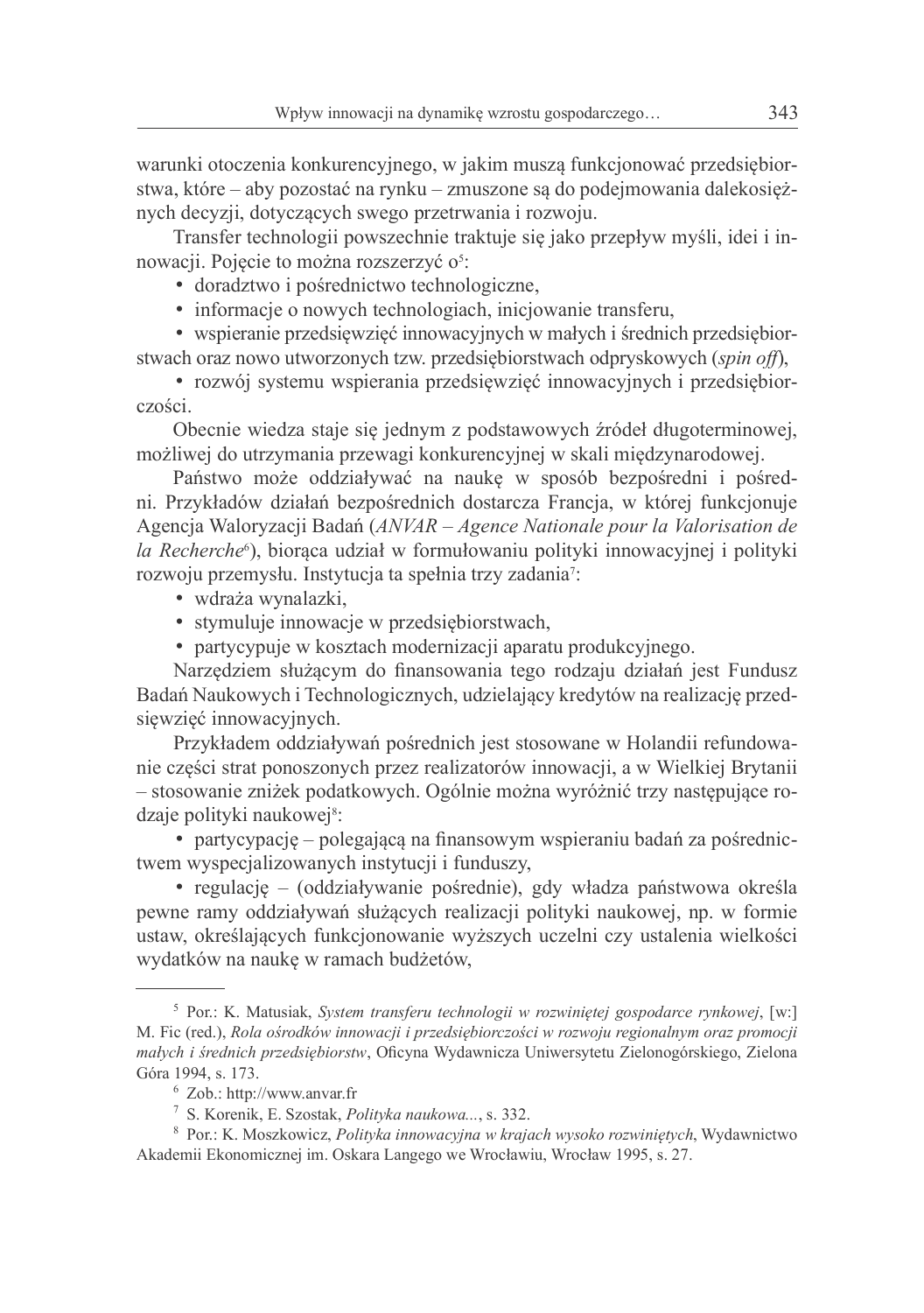warunki otoczenia konkurencyjnego, w jakim muszą funkcjonować przedsiębiorstwa, które – aby pozostać na rynku – zmuszone są do podejmowania dalekosiężnych decyzji, dotyczących swego przetrwania i rozwoju.

Transfer technologii powszechnie traktuje się jako przepływ myśli, idei i innowacji. Pojęcie to można rozszerzyć o[5]:

- doradztwo i pośrednictwo technologiczne,
- informacje o nowych technologiach, inicjowanie transferu,
- wspieranie przedsięwzięć innowacyjnych w małych i średnich przedsiębiorstwach oraz nowo utworzonych tzw. przedsiębiorstwach odpryskowych (*spin off*),
- rozwój systemu wspierania przedsięwzięć innowacyjnych i przedsiębiorczości.

Obecnie wiedza staje się jednym z podstawowych źródeł długoterminowej, możliwej do utrzymania przewagi konkurencyjnej w skali międzynarodowej.

Państwo może oddziaływać na naukę w sposób bezpośredni i pośredni. Przykładów działań bezpośrednich dostarcza Francja, w której funkcjonuje Agencja Waloryzacji Badań (*ANVAR – Agence Nationale pour la Valorisation de la Recherche*[6]), biorąca udział w formułowaniu polityki innowacyjnej i polityki rozwoju przemysłu. Instytucja ta spełnia trzy zadania[7]:

- wdraża wynalazki,
- stymuluje innowacje w przedsiębiorstwach,
- partycypuje w kosztach modernizacji aparatu produkcyjnego.

Narzędziem służącym do finansowania tego rodzaju działań jest Fundusz Badań Naukowych i Technologicznych, udzielający kredytów na realizację przedsięwzięć innowacyjnych.

Przykładem oddziaływań pośrednich jest stosowane w Holandii refundowanie części strat ponoszonych przez realizatorów innowacji, a w Wielkiej Brytanii – stosowanie zniżek podatkowych. Ogólnie można wyróżnić trzy następujące rodzaje polityki naukowej[8]:

- partycypację – polegającą na finansowym wspieraniu badań za pośrednictwem wyspecjalizowanych instytucji i funduszy,
- regulację – (oddziaływanie pośrednie), gdy władza państwowa określa pewne ramy oddziaływań służących realizacji polityki naukowej, np. w formie ustaw, określających funkcjonowanie wyższych uczelni czy ustalenia wielkości wydatków na naukę w ramach budżetów,

---

[5] Por.: K. Matusiak, *System transferu technologii w rozwiniętej gospodarce rynkowej*, [w:] M. Fic (red.), *Rola ośrodków innowacji i przedsiębiorczości w rozwoju regionalnym oraz promocji małych i średnich przedsiębiorstw*, Oficyna Wydawnicza Uniwersytetu Zielonogórskiego, Zielona Góra 1994, s. 173.

[6] Zob.: http://www.anvar.fr

[7] S. Korenik, E. Szostak, *Polityka naukowa...*, s. 332.

[8] Por.: K. Moszkowicz, *Polityka innowacyjna w krajach wysoko rozwiniętych*, Wydawnictwo Akademii Ekonomicznej im. Oskara Langego we Wrocławiu, Wrocław 1995, s. 27.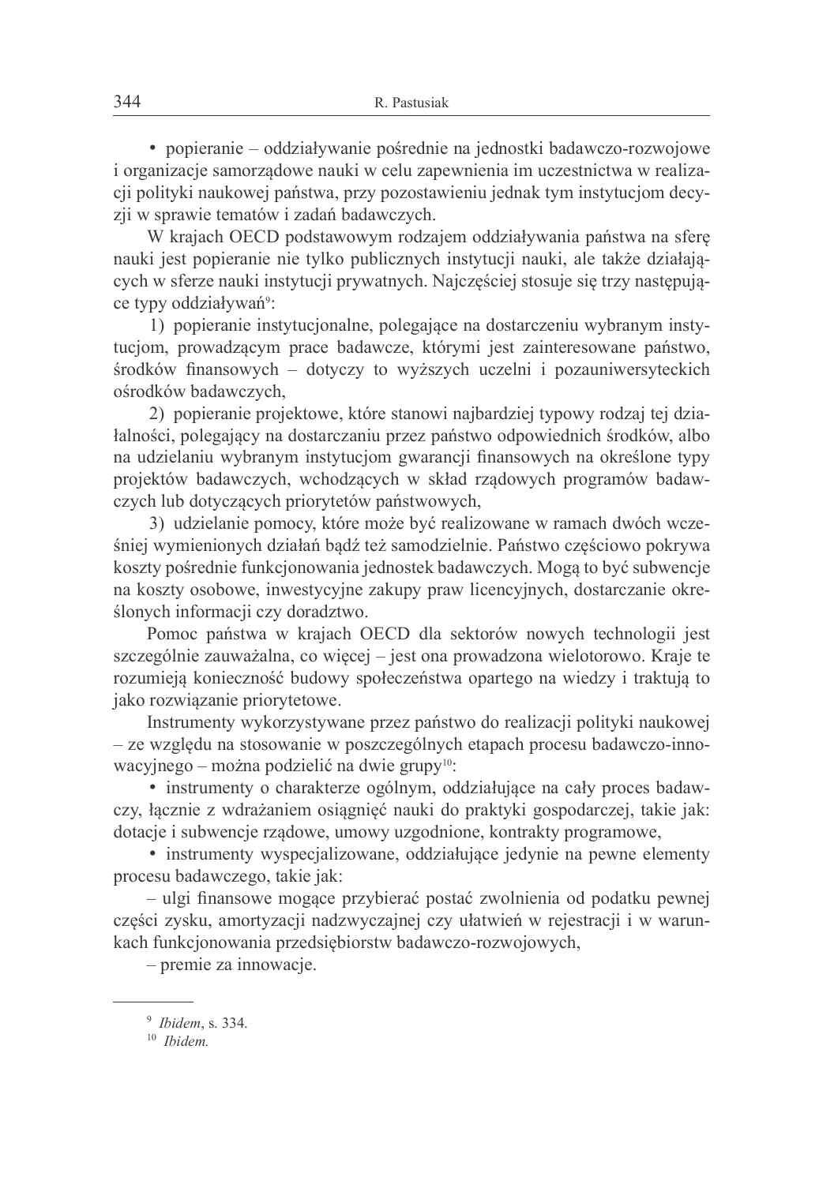- popieranie – oddziaływanie pośrednie na jednostki badawczo-rozwojowe i organizacje samorządowe nauki w celu zapewnienia im uczestnictwa w realizacji polityki naukowej państwa, przy pozostawieniu jednak tym instytucjom decyzji w sprawie tematów i zadań badawczych.

W krajach OECD podstawowym rodzajem oddziaływania państwa na sferę nauki jest popieranie nie tylko publicznych instytucji nauki, ale także działających w sferze nauki instytucji prywatnych. Najczęściej stosuje się trzy następujące typy oddziaływań[9]:

1) popieranie instytucjonalne, polegające na dostarczeniu wybranym instytucjom, prowadzącym prace badawcze, którymi jest zainteresowane państwo, środków finansowych – dotyczy to wyższych uczelni i pozauniwersyteckich ośrodków badawczych,

2) popieranie projektowe, które stanowi najbardziej typowy rodzaj tej działalności, polegający na dostarczaniu przez państwo odpowiednich środków, albo na udzielaniu wybranym instytucjom gwarancji finansowych na określone typy projektów badawczych, wchodzących w skład rządowych programów badawczych lub dotyczących priorytetów państwowych,

3) udzielanie pomocy, które może być realizowane w ramach dwóch wcześniej wymienionych działań bądź też samodzielnie. Państwo częściowo pokrywa koszty pośrednie funkcjonowania jednostek badawczych. Mogą to być subwencje na koszty osobowe, inwestycyjne zakupy praw licencyjnych, dostarczanie określonych informacji czy doradztwo.

Pomoc państwa w krajach OECD dla sektorów nowych technologii jest szczególnie zauważalna, co więcej – jest ona prowadzona wielotorowo. Kraje te rozumieją konieczność budowy społeczeństwa opartego na wiedzy i traktują to jako rozwiązanie priorytetowe.

Instrumenty wykorzystywane przez państwo do realizacji polityki naukowej – ze względu na stosowanie w poszczególnych etapach procesu badawczo-innowacyjnego – można podzielić na dwie grupy[10]:

- instrumenty o charakterze ogólnym, oddziałujące na cały proces badawczy, łącznie z wdrażaniem osiągnięć nauki do praktyki gospodarczej, takie jak: dotacje i subwencje rządowe, umowy uzgodnione, kontrakty programowe,
- instrumenty wyspecjalizowane, oddziałujące jedynie na pewne elementy procesu badawczego, takie jak:

– ulgi finansowe mogące przybierać postać zwolnienia od podatku pewnej części zysku, amortyzacji nadzwyczajnej czy ułatwień w rejestracji i w warunkach funkcjonowania przedsiębiorstw badawczo-rozwojowych,

– premie za innowacje.

---

[9] *Ibidem*, s. 334.

[10] *Ibidem.*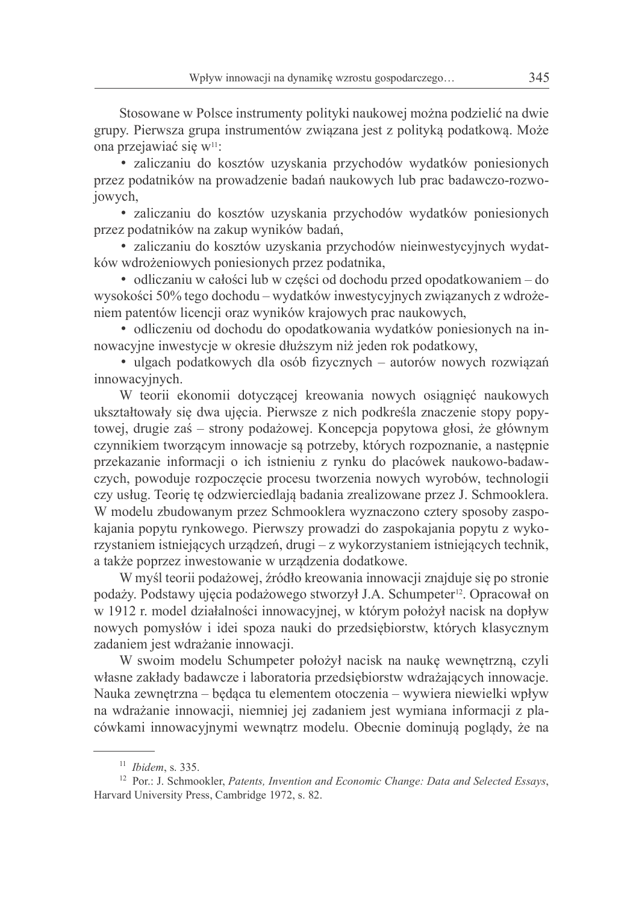Stosowane w Polsce instrumenty polityki naukowej można podzielić na dwie grupy. Pierwsza grupa instrumentów związana jest z polityką podatkową. Może ona przejawiać się w[11]:

- zaliczaniu do kosztów uzyskania przychodów wydatków poniesionych przez podatników na prowadzenie badań naukowych lub prac badawczo-rozwojowych,
- zaliczaniu do kosztów uzyskania przychodów wydatków poniesionych przez podatników na zakup wyników badań,
- zaliczaniu do kosztów uzyskania przychodów nieinwestycyjnych wydatków wdrożeniowych poniesionych przez podatnika,
- odliczaniu w całości lub w części od dochodu przed opodatkowaniem – do wysokości 50% tego dochodu – wydatków inwestycyjnych związanych z wdrożeniem patentów licencji oraz wyników krajowych prac naukowych,
- odliczeniu od dochodu do opodatkowania wydatków poniesionych na innowacyjne inwestycje w okresie dłuższym niż jeden rok podatkowy,
- ulgach podatkowych dla osób fizycznych – autorów nowych rozwiązań innowacyjnych.

W teorii ekonomii dotyczącej kreowania nowych osiągnięć naukowych ukształtowały się dwa ujęcia. Pierwsze z nich podkreśla znaczenie stopy popytowej, drugie zaś – strony podażowej. Koncepcja popytowa głosi, że głównym czynnikiem tworzącym innowacje są potrzeby, których rozpoznanie, a następnie przekazanie informacji o ich istnieniu z rynku do placówek naukowo-badawczych, powoduje rozpoczęcie procesu tworzenia nowych wyrobów, technologii czy usług. Teorię tę odzwierciedlają badania zrealizowane przez J. Schmooklera. W modelu zbudowanym przez Schmooklera wyznaczono cztery sposoby zaspokajania popytu rynkowego. Pierwszy prowadzi do zaspokajania popytu z wykorzystaniem istniejących urządzeń, drugi – z wykorzystaniem istniejących technik, a także poprzez inwestowanie w urządzenia dodatkowe.

W myśl teorii podażowej, źródło kreowania innowacji znajduje się po stronie podaży. Podstawy ujęcia podażowego stworzył J.A. Schumpeter[12]. Opracował on w 1912 r. model działalności innowacyjnej, w którym położył nacisk na dopływ nowych pomysłów i idei spoza nauki do przedsiębiorstw, których klasycznym zadaniem jest wdrażanie innowacji.

W swoim modelu Schumpeter położył nacisk na naukę wewnętrzną, czyli własne zakłady badawcze i laboratoria przedsiębiorstw wdrażających innowacje. Nauka zewnętrzna – będąca tu elementem otoczenia – wywiera niewielki wpływ na wdrażanie innowacji, niemniej jej zadaniem jest wymiana informacji z placówkami innowacyjnymi wewnątrz modelu. Obecnie dominują poglądy, że na

---

[11] *Ibidem*, s. 335.

[12] Por.: J. Schmookler, *Patents, Invention and Economic Change: Data and Selected Essays*, Harvard University Press, Cambridge 1972, s. 82.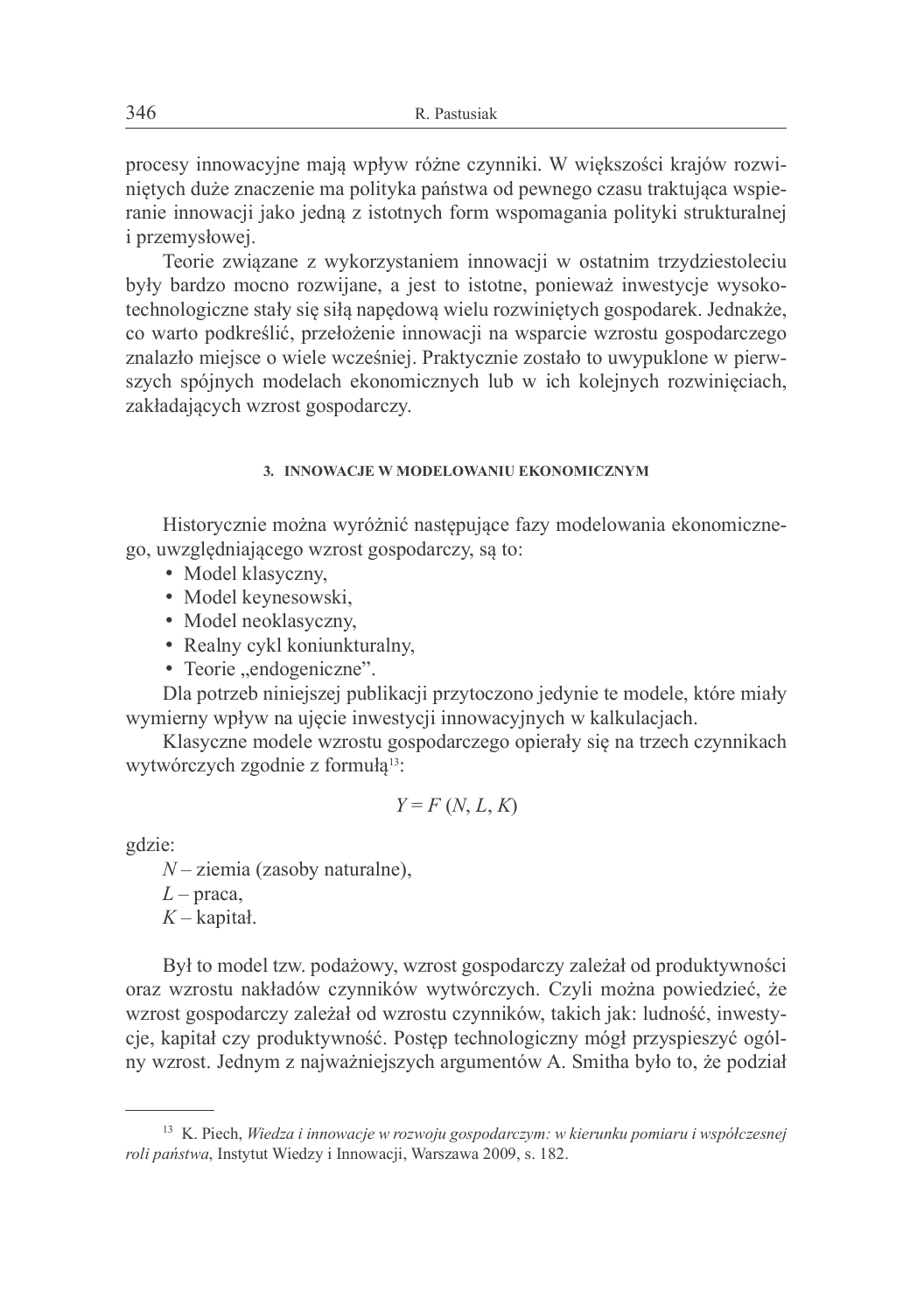procesy innowacyjne mają wpływ różne czynniki. W większości krajów rozwiniętych duże znaczenie ma polityka państwa od pewnego czasu traktująca wspieranie innowacji jako jedną z istotnych form wspomagania polityki strukturalnej i przemysłowej.

Teorie związane z wykorzystaniem innowacji w ostatnim trzydziestoleciu były bardzo mocno rozwijane, a jest to istotne, ponieważ inwestycje wysokotechnologiczne stały się siłą napędową wielu rozwiniętych gospodarek. Jednakże, co warto podkreślić, przełożenie innowacji na wsparcie wzrostu gospodarczego znalazło miejsce o wiele wcześniej. Praktycznie zostało to uwypuklone w pierwszych spójnych modelach ekonomicznych lub w ich kolejnych rozwinięciach, zakładających wzrost gospodarczy.

### 3. INNOWACJE W MODELOWANIU EKONOMICZNYM

Historycznie można wyróżnić następujące fazy modelowania ekonomicznego, uwzględniającego wzrost gospodarczy, są to:

- Model klasyczny,
- Model keynesowski,
- Model neoklasyczny,
- Realny cykl koniunkturalny,
- Teorie „endogeniczne".

Dla potrzeb niniejszej publikacji przytoczono jedynie te modele, które miały wymierny wpływ na ujęcie inwestycji innowacyjnych w kalkulacjach.

Klasyczne modele wzrostu gospodarczego opierały się na trzech czynnikach wytwórczych zgodnie z formułą[13]:

$$Y = F(N, L, K)$$

gdzie:

$N$ – ziemia (zasoby naturalne),
$L$ – praca,
$K$ – kapitał.

Był to model tzw. podażowy, wzrost gospodarczy zależał od produktywności oraz wzrostu nakładów czynników wytwórczych. Czyli można powiedzieć, że wzrost gospodarczy zależał od wzrostu czynników, takich jak: ludność, inwestycje, kapitał czy produktywność. Postęp technologiczny mógł przyspieszyć ogólny wzrost. Jednym z najważniejszych argumentów A. Smitha było to, że podział

---

[13] K. Piech, *Wiedza i innowacje w rozwoju gospodarczym: w kierunku pomiaru i współczesnej roli państwa*, Instytut Wiedzy i Innowacji, Warszawa 2009, s. 182.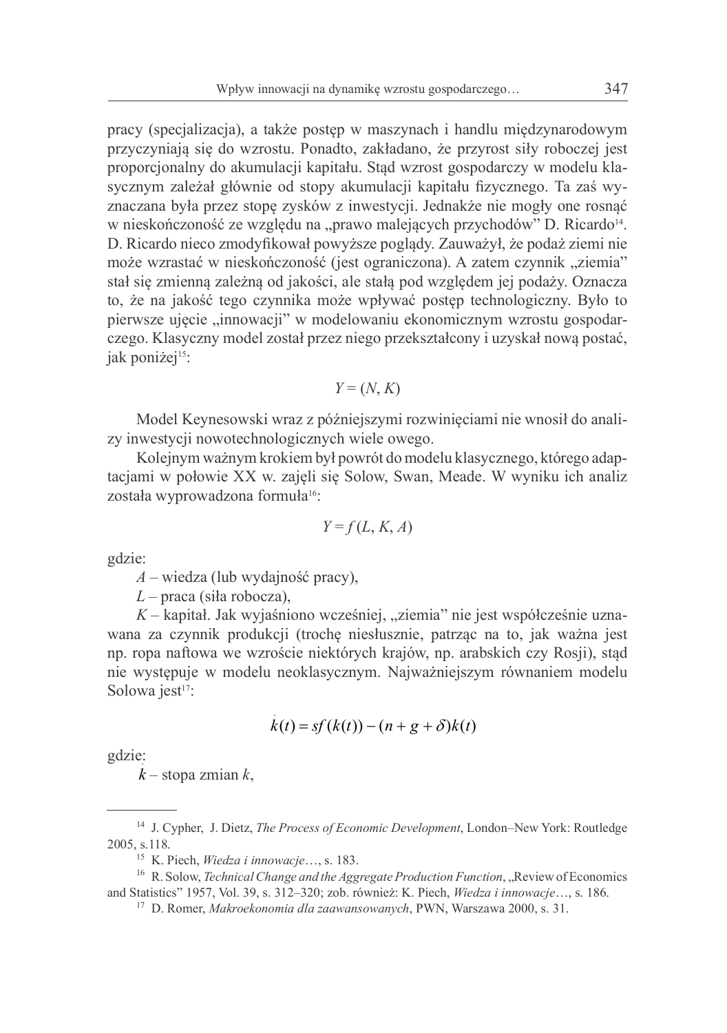pracy (specjalizacja), a także postęp w maszynach i handlu międzynarodowym przyczyniają się do wzrostu. Ponadto, zakładano, że przyrost siły roboczej jest proporcjonalny do akumulacji kapitału. Stąd wzrost gospodarczy w modelu klasycznym zależał głównie od stopy akumulacji kapitału fizycznego. Ta zaś wyznaczana była przez stopę zysków z inwestycji. Jednakże nie mogły one rosnąć w nieskończoność ze względu na „prawo malejących przychodów" D. Ricardo[14]. D. Ricardo nieco zmodyfikował powyższe poglądy. Zauważył, że podaż ziemi nie może wzrastać w nieskończoność (jest ograniczona). A zatem czynnik „ziemia" stał się zmienną zależną od jakości, ale stałą pod względem jej podaży. Oznacza to, że na jakość tego czynnika może wpływać postęp technologiczny. Było to pierwsze ujęcie „innowacji" w modelowaniu ekonomicznym wzrostu gospodarczego. Klasyczny model został przez niego przekształcony i uzyskał nową postać, jak poniżej[15]:

$$Y = (N, K)$$

Model Keynesowski wraz z późniejszymi rozwinięciami nie wnosił do analizy inwestycji nowotechnologicznych wiele owego.

Kolejnym ważnym krokiem był powrót do modelu klasycznego, którego adaptacjami w połowie XX w. zajęli się Solow, Swan, Meade. W wyniku ich analiz została wyprowadzona formuła[16]:

$$Y = f(L, K, A)$$

gdzie:

$A$ – wiedza (lub wydajność pracy),

$L$ – praca (siła robocza),

$K$ – kapitał. Jak wyjaśniono wcześniej, „ziemia" nie jest współcześnie uznawana za czynnik produkcji (trochę niesłusznie, patrząc na to, jak ważna jest np. ropa naftowa we wzroście niektórych krajów, np. arabskich czy Rosji), stąd nie występuje w modelu neoklasycznym. Najważniejszym równaniem modelu Solowa jest[17]:

$$\dot{k}(t) = sf(k(t)) - (n + g + \delta)k(t)$$

gdzie:

$\dot{k}$ – stopa zmian $k$,

---

[14] J. Cypher, J. Dietz, *The Process of Economic Development*, London–New York: Routledge 2005, s.118.

[15] K. Piech, *Wiedza i innowacje*…, s. 183.

[16] R. Solow, *Technical Change and the Aggregate Production Function*, „Review of Economics and Statistics" 1957, Vol. 39, s. 312–320; zob. również: K. Piech, *Wiedza i innowacje*…, s. 186.

[17] D. Romer, *Makroekonomia dla zaawansowanych*, PWN, Warszawa 2000, s. 31.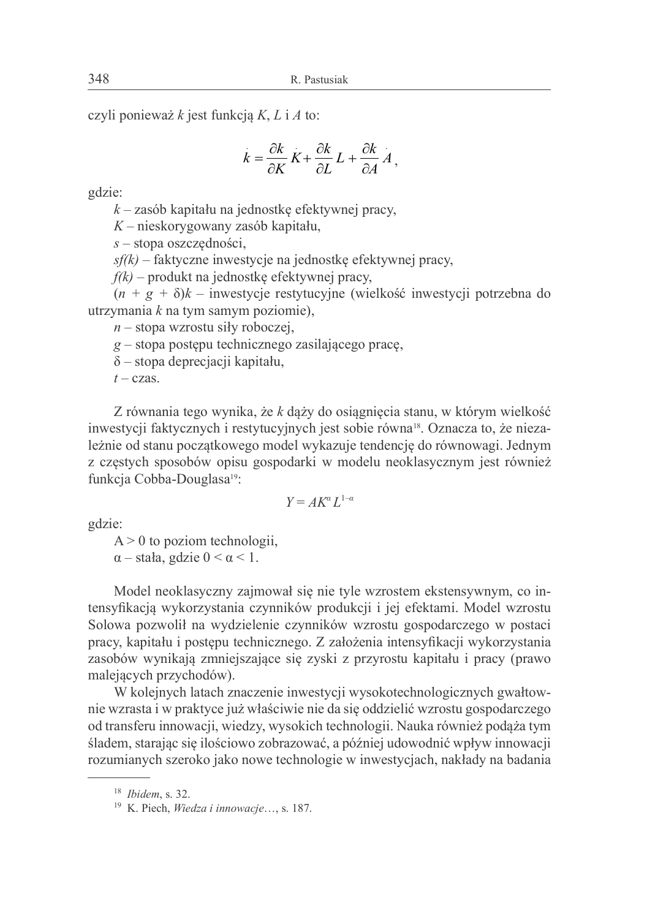czyli ponieważ $k$ jest funkcją $K$, $L$ i $A$ to:

$$\dot{k} = \frac{\partial k}{\partial K}\dot{K} + \frac{\partial k}{\partial L}\dot{L} + \frac{\partial k}{\partial A}\dot{A},$$

gdzie:

$k$ – zasób kapitału na jednostkę efektywnej pracy,

$K$ – nieskorygowany zasób kapitału,

$s$ – stopa oszczędności,

$sf(k)$ – faktyczne inwestycje na jednostkę efektywnej pracy,

$f(k)$ – produkt na jednostkę efektywnej pracy,

$(n + g + \delta)k$ – inwestycje restytucyjne (wielkość inwestycji potrzebna do utrzymania $k$ na tym samym poziomie),

$n$ – stopa wzrostu siły roboczej,

$g$ – stopa postępu technicznego zasilającego pracę,

$\delta$ – stopa deprecjacji kapitału,

$t$ – czas.

Z równania tego wynika, że $k$ dąży do osiągnięcia stanu, w którym wielkość inwestycji faktycznych i restytucyjnych jest sobie równa[18]. Oznacza to, że niezależnie od stanu początkowego model wykazuje tendencję do równowagi. Jednym z częstych sposobów opisu gospodarki w modelu neoklasycznym jest również funkcja Cobba-Douglasa[19]:

$$Y = AK^{\alpha}L^{1-\alpha}$$

gdzie:

$A > 0$ to poziom technologii,

$\alpha$ – stała, gdzie $0 < \alpha < 1$.

Model neoklasyczny zajmował się nie tyle wzrostem ekstensywnym, co intensyfikacją wykorzystania czynników produkcji i jej efektami. Model wzrostu Solowa pozwolił na wydzielenie czynników wzrostu gospodarczego w postaci pracy, kapitału i postępu technicznego. Z założenia intensyfikacji wykorzystania zasobów wynikają zmniejszające się zyski z przyrostu kapitału i pracy (prawo malejących przychodów).

W kolejnych latach znaczenie inwestycji wysokotechnologicznych gwałtownie wzrasta i w praktyce już właściwie nie da się oddzielić wzrostu gospodarczego od transferu innowacji, wiedzy, wysokich technologii. Nauka również podąża tym śladem, starając się ilościowo zobrazować, a później udowodnić wpływ innowacji rozumianych szeroko jako nowe technologie w inwestycjach, nakłady na badania

---

[18] *Ibidem*, s. 32.

[19] K. Piech, *Wiedza i innowacje*…, s. 187.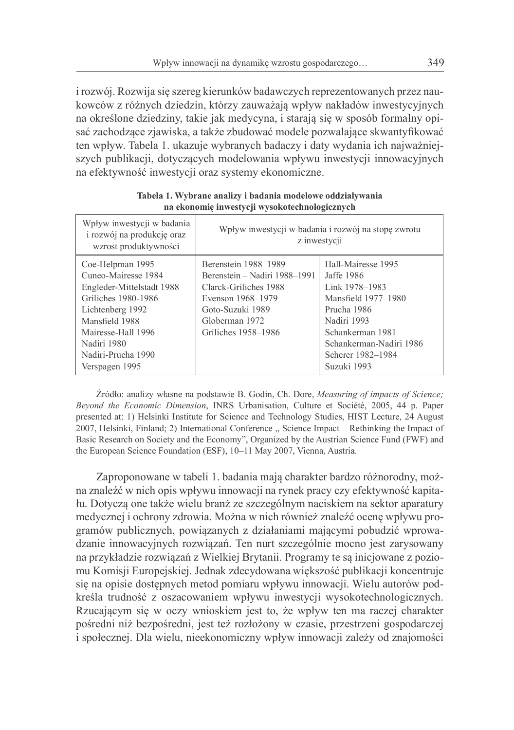i rozwój. Rozwija się szereg kierunków badawczych reprezentowanych przez naukowców z różnych dziedzin, którzy zauważają wpływ nakładów inwestycyjnych na określone dziedziny, takie jak medycyna, i starają się w sposób formalny opisać zachodzące zjawiska, a także zbudować modele pozwalające skwantyfikować ten wpływ. Tabela 1. ukazuje wybranych badaczy i daty wydania ich najważniejszych publikacji, dotyczących modelowania wpływu inwestycji innowacyjnych na efektywność inwestycji oraz systemy ekonomiczne.

**Tabela 1. Wybrane analizy i badania modelowe oddziaływania na ekonomię inwestycji wysokotechnologicznych**

| Wpływ inwestycji w badania i rozwój na produkcję oraz wzrost produktywności | Wpływ inwestycji w badania i rozwój na stopę zwrotu z inwestycji | |
|---|---|---|
| Coe-Helpman 1995<br>Cuneo-Mairesse 1984<br>Engleder-Mittelstadt 1988<br>Griliches 1980-1986<br>Lichtenberg 1992<br>Mansfield 1988<br>Mairesse-Hall 1996<br>Nadiri 1980<br>Nadiri-Prucha 1990<br>Verspagen 1995 | Berenstein 1988–1989<br>Berenstein – Nadiri 1988–1991<br>Clarck-Griliches 1988<br>Evenson 1968–1979<br>Goto-Suzuki 1989<br>Globerman 1972<br>Griliches 1958–1986 | Hall-Mairesse 1995<br>Jaffe 1986<br>Link 1978–1983<br>Mansfield 1977–1980<br>Prucha 1986<br>Nadiri 1993<br>Schankerman 1981<br>Schankerman-Nadiri 1986<br>Scherer 1982–1984<br>Suzuki 1993 |

Źródło: analizy własne na podstawie B. Godin, Ch. Dore, *Measuring of impacts of Science; Beyond the Economic Dimension*, INRS Urbanisation, Culture et Société, 2005, 44 p. Paper presented at: 1) Helsinki Institute for Science and Technology Studies, HIST Lecture, 24 August 2007, Helsinki, Finland; 2) International Conference „ Science Impact – Rethinking the Impact of Basic Research on Society and the Economy", Organized by the Austrian Science Fund (FWF) and the European Science Foundation (ESF), 10–11 May 2007, Vienna, Austria.

Zaproponowane w tabeli 1. badania mają charakter bardzo różnorodny, można znaleźć w nich opis wpływu innowacji na rynek pracy czy efektywność kapitału. Dotyczą one także wielu branż ze szczególnym naciskiem na sektor aparatury medycznej i ochrony zdrowia. Można w nich również znaleźć ocenę wpływu programów publicznych, powiązanych z działaniami mającymi pobudzić wprowadzanie innowacyjnych rozwiązań. Ten nurt szczególnie mocno jest zarysowany na przykładzie rozwiązań z Wielkiej Brytanii. Programy te są inicjowane z poziomu Komisji Europejskiej. Jednak zdecydowana większość publikacji koncentruje się na opisie dostępnych metod pomiaru wpływu innowacji. Wielu autorów podkreśla trudność z oszacowaniem wpływu inwestycji wysokotechnologicznych. Rzucającym się w oczy wnioskiem jest to, że wpływ ten ma raczej charakter pośredni niż bezpośredni, jest też rozłożony w czasie, przestrzeni gospodarczej i społecznej. Dla wielu, nieekonomiczny wpływ innowacji zależy od znajomości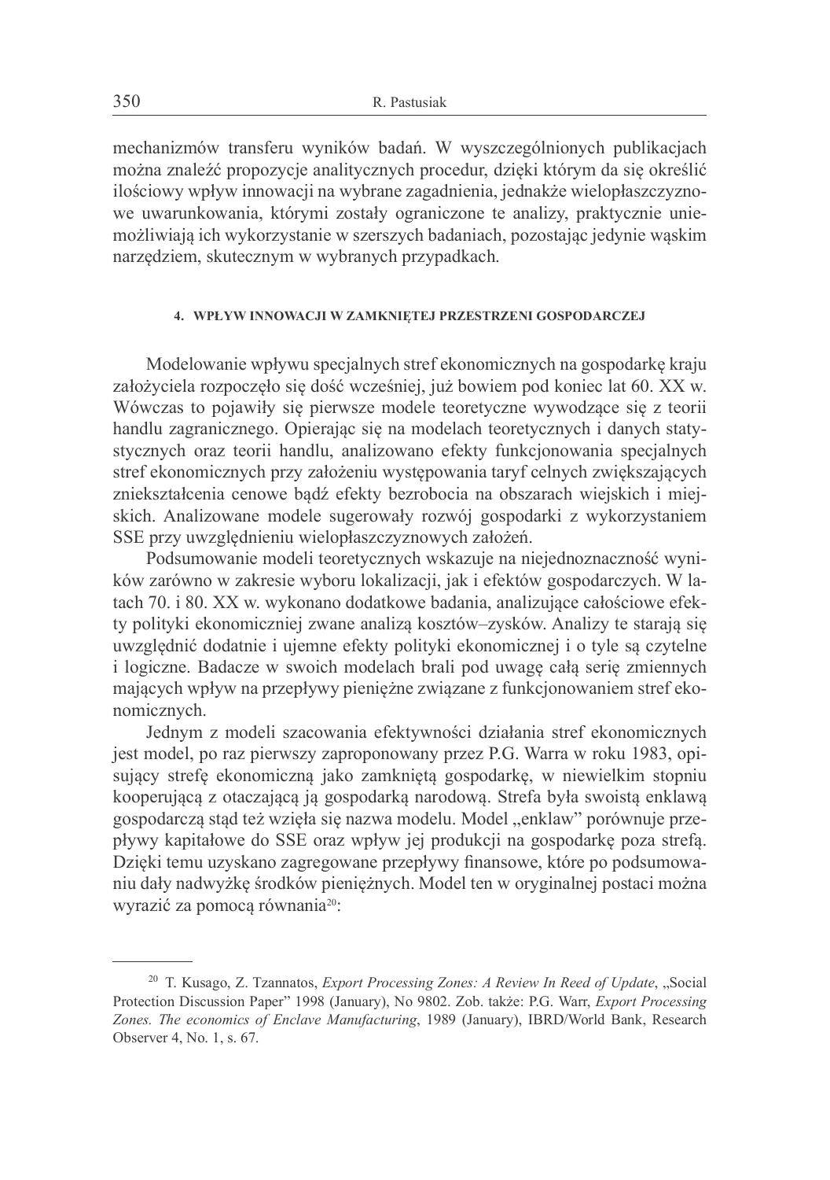mechanizmów transferu wyników badań. W wyszczególnionych publikacjach można znaleźć propozycje analitycznych procedur, dzięki którym da się określić ilościowy wpływ innowacji na wybrane zagadnienia, jednakże wielopłaszczyznowe uwarunkowania, którymi zostały ograniczone te analizy, praktycznie uniemożliwiają ich wykorzystanie w szerszych badaniach, pozostając jedynie wąskim narzędziem, skutecznym w wybranych przypadkach.

#### 4. WPŁYW INNOWACJI W ZAMKNIĘTEJ PRZESTRZENI GOSPODARCZEJ

Modelowanie wpływu specjalnych stref ekonomicznych na gospodarkę kraju założyciela rozpoczęło się dość wcześniej, już bowiem pod koniec lat 60. XX w. Wówczas to pojawiły się pierwsze modele teoretyczne wywodzące się z teorii handlu zagranicznego. Opierając się na modelach teoretycznych i danych statystycznych oraz teorii handlu, analizowano efekty funkcjonowania specjalnych stref ekonomicznych przy założeniu występowania taryf celnych zwiększających zniekształcenia cenowe bądź efekty bezrobocia na obszarach wiejskich i miejskich. Analizowane modele sugerowały rozwój gospodarki z wykorzystaniem SSE przy uwzględnieniu wielopłaszczyznowych założeń.

Podsumowanie modeli teoretycznych wskazuje na niejednoznaczność wyników zarówno w zakresie wyboru lokalizacji, jak i efektów gospodarczych. W latach 70. i 80. XX w. wykonano dodatkowe badania, analizujące całościowe efekty polityki ekonomiczniej zwane analizą kosztów–zysków. Analizy te starają się uwzględnić dodatnie i ujemne efekty polityki ekonomicznej i o tyle są czytelne i logiczne. Badacze w swoich modelach brali pod uwagę całą serię zmiennych mających wpływ na przepływy pieniężne związane z funkcjonowaniem stref ekonomicznych.

Jednym z modeli szacowania efektywności działania stref ekonomicznych jest model, po raz pierwszy zaproponowany przez P.G. Warra w roku 1983, opisujący strefę ekonomiczną jako zamkniętą gospodarkę, w niewielkim stopniu kooperującą z otaczającą ją gospodarką narodową. Strefa była swoistą enklawą gospodarczą stąd też wzięła się nazwa modelu. Model „enklaw" porównuje przepływy kapitałowe do SSE oraz wpływ jej produkcji na gospodarkę poza strefą. Dzięki temu uzyskano zagregowane przepływy finansowe, które po podsumowaniu dały nadwyżkę środków pieniężnych. Model ten w oryginalnej postaci można wyrazić za pomocą równania[20]:

---

[20] T. Kusago, Z. Tzannatos, *Export Processing Zones: A Review In Reed of Update*, „Social Protection Discussion Paper" 1998 (January), No 9802. Zob. także: P.G. Warr, *Export Processing Zones. The economics of Enclave Manufacturing*, 1989 (January), IBRD/World Bank, Research Observer 4, No. 1, s. 67.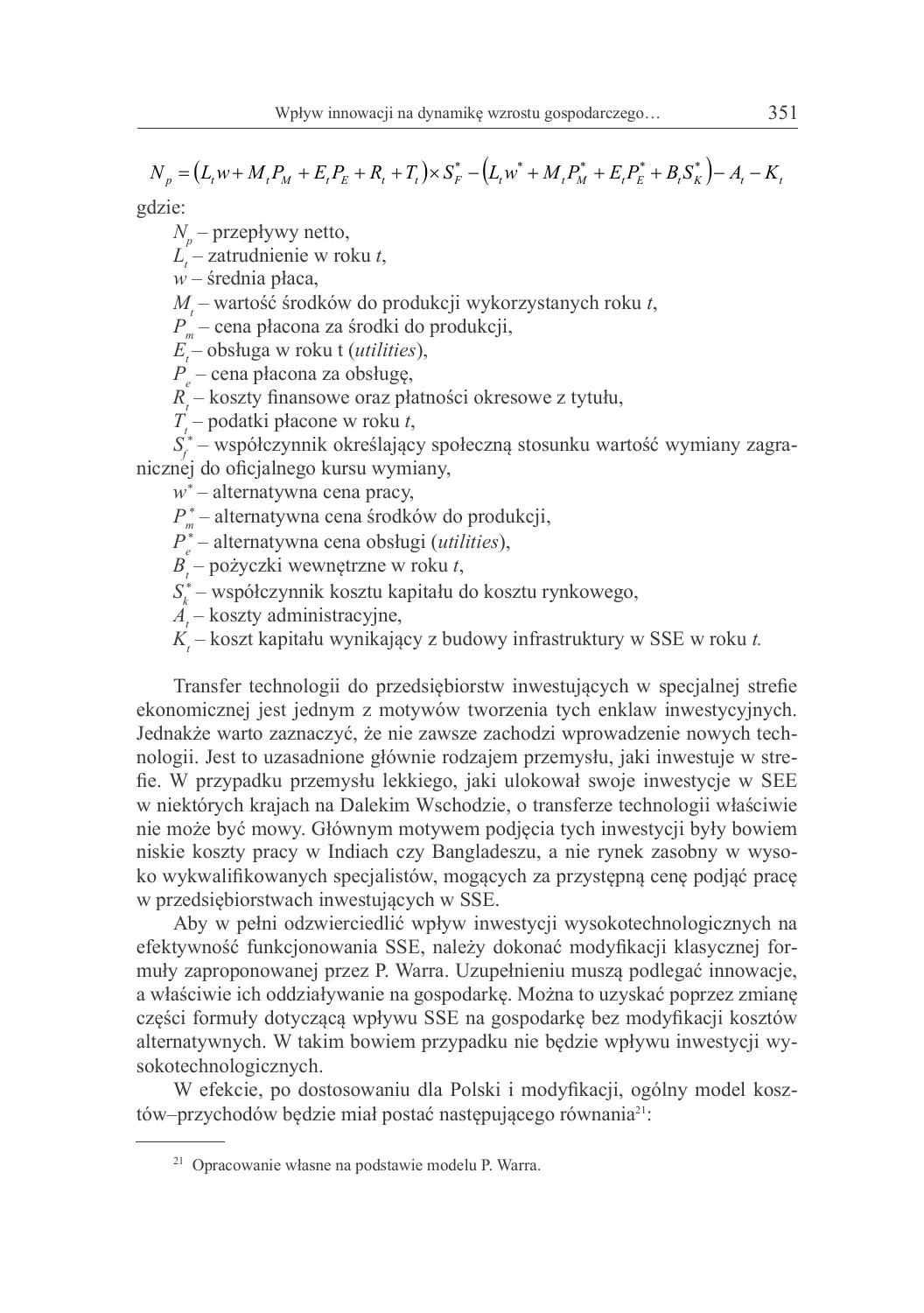$$N_p = \left(L_t w + M_t P_M + E_t P_E + R_t + T_t\right) \times S_F^* - \left(L_t w^* + M_t P_M^* + E_t P_E^* + B_t S_K^*\right) - A_t - K_t$$

gdzie:

$N_p$ – przepływy netto,

$L_t$ – zatrudnienie w roku *t*,

$w$ – średnia płaca,

$M_t$ – wartość środków do produkcji wykorzystanych roku *t*,

$P_m$ – cena płacona za środki do produkcji,

$E_t$ – obsługa w roku t (*utilities*),

$P_e$ – cena płacona za obsługę,

$R_t$ – koszty finansowe oraz płatności okresowe z tytułu,

$T_t$ – podatki płacone w roku *t*,

$S_f^*$ – współczynnik określający społeczną stosunku wartość wymiany zagranicznej do oficjalnego kursu wymiany,

$w^*$ – alternatywna cena pracy,

$P_m^*$ – alternatywna cena środków do produkcji,

$P_e^*$ – alternatywna cena obsługi (*utilities*),

$B_t$ – pożyczki wewnętrzne w roku *t*,

$S_k^*$ – współczynnik kosztu kapitału do kosztu rynkowego,

$A_t$ – koszty administracyjne,

$K_t$ – koszt kapitału wynikający z budowy infrastruktury w SSE w roku *t.*

Transfer technologii do przedsiębiorstw inwestujących w specjalnej strefie ekonomicznej jest jednym z motywów tworzenia tych enklaw inwestycyjnych. Jednakże warto zaznaczyć, że nie zawsze zachodzi wprowadzenie nowych technologii. Jest to uzasadnione głównie rodzajem przemysłu, jaki inwestuje w strefie. W przypadku przemysłu lekkiego, jaki ulokował swoje inwestycje w SEE w niektórych krajach na Dalekim Wschodzie, o transferze technologii właściwie nie może być mowy. Głównym motywem podjęcia tych inwestycji były bowiem niskie koszty pracy w Indiach czy Bangladeszu, a nie rynek zasobny w wysoko wykwalifikowanych specjalistów, mogących za przystępną cenę podjąć pracę w przedsiębiorstwach inwestujących w SSE.

Aby w pełni odzwierciedlić wpływ inwestycji wysokotechnologicznych na efektywność funkcjonowania SSE, należy dokonać modyfikacji klasycznej formuły zaproponowanej przez P. Warra. Uzupełnieniu muszą podlegać innowacje, a właściwie ich oddziaływanie na gospodarkę. Można to uzyskać poprzez zmianę części formuły dotyczącą wpływu SSE na gospodarkę bez modyfikacji kosztów alternatywnych. W takim bowiem przypadku nie będzie wpływu inwestycji wysokotechnologicznych.

W efekcie, po dostosowaniu dla Polski i modyfikacji, ogólny model kosztów–przychodów będzie miał postać następującego równania[21]:

---

[21] Opracowanie własne na podstawie modelu P. Warra.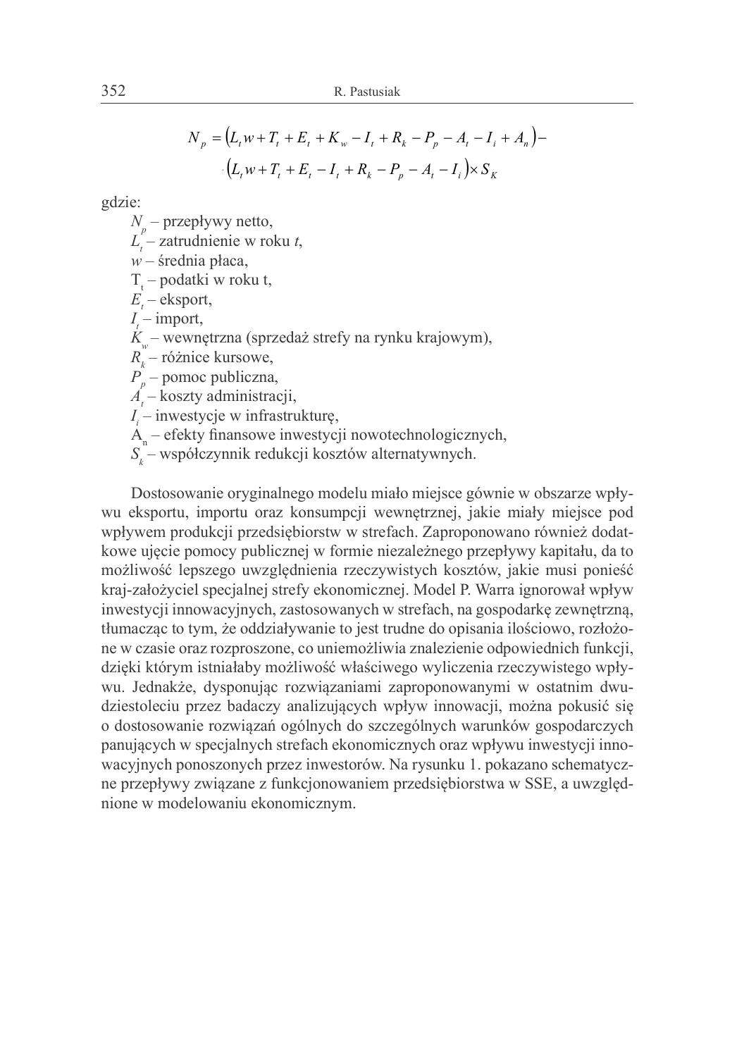$$N_p = \left(L_t w + T_t + E_t + K_w - I_t + R_k - P_p - A_t - I_i + A_n\right) - \left(L_t w + T_t + E_t - I_t + R_k - P_p - A_t - I_i\right) \times S_K$$

gdzie:

- $N_p$ – przepływy netto,
- $L_t$ – zatrudnienie w roku *t*,
- $w$ – średnia płaca,
- $T_t$ – podatki w roku t,
- $E_t$ – eksport,
- $I_t$ – import,
- $K_w$ – wewnętrzna (sprzedaż strefy na rynku krajowym),
- $R_k$ – różnice kursowe,
- $P_p$ – pomoc publiczna,
- $A_t$ – koszty administracji,
- $I_i$ – inwestycje w infrastrukturę,
- $A_n$ – efekty finansowe inwestycji nowotechnologicznych,
- $S_k$ – współczynnik redukcji kosztów alternatywnych.

Dostosowanie oryginalnego modelu miało miejsce gównie w obszarze wpływu eksportu, importu oraz konsumpcji wewnętrznej, jakie miały miejsce pod wpływem produkcji przedsiębiorstw w strefach. Zaproponowano również dodatkowe ujęcie pomocy publicznej w formie niezależnego przepływy kapitału, da to możliwość lepszego uwzględnienia rzeczywistych kosztów, jakie musi ponieść kraj-założyciel specjalnej strefy ekonomicznej. Model P. Warra ignorował wpływ inwestycji innowacyjnych, zastosowanych w strefach, na gospodarkę zewnętrzną, tłumacząc to tym, że oddziaływanie to jest trudne do opisania ilościowo, rozłożone w czasie oraz rozproszone, co uniemożliwia znalezienie odpowiednich funkcji, dzięki którym istniałaby możliwość właściwego wyliczenia rzeczywistego wpływu. Jednakże, dysponując rozwiązaniami zaproponowanymi w ostatnim dwudziestoleciu przez badaczy analizujących wpływ innowacji, można pokusić się o dostosowanie rozwiązań ogólnych do szczególnych warunków gospodarczych panujących w specjalnych strefach ekonomicznych oraz wpływu inwestycji innowacyjnych ponoszonych przez inwestorów. Na rysunku 1. pokazano schematyczne przepływy związane z funkcjonowaniem przedsiębiorstwa w SSE, a uwzględnione w modelowaniu ekonomicznym.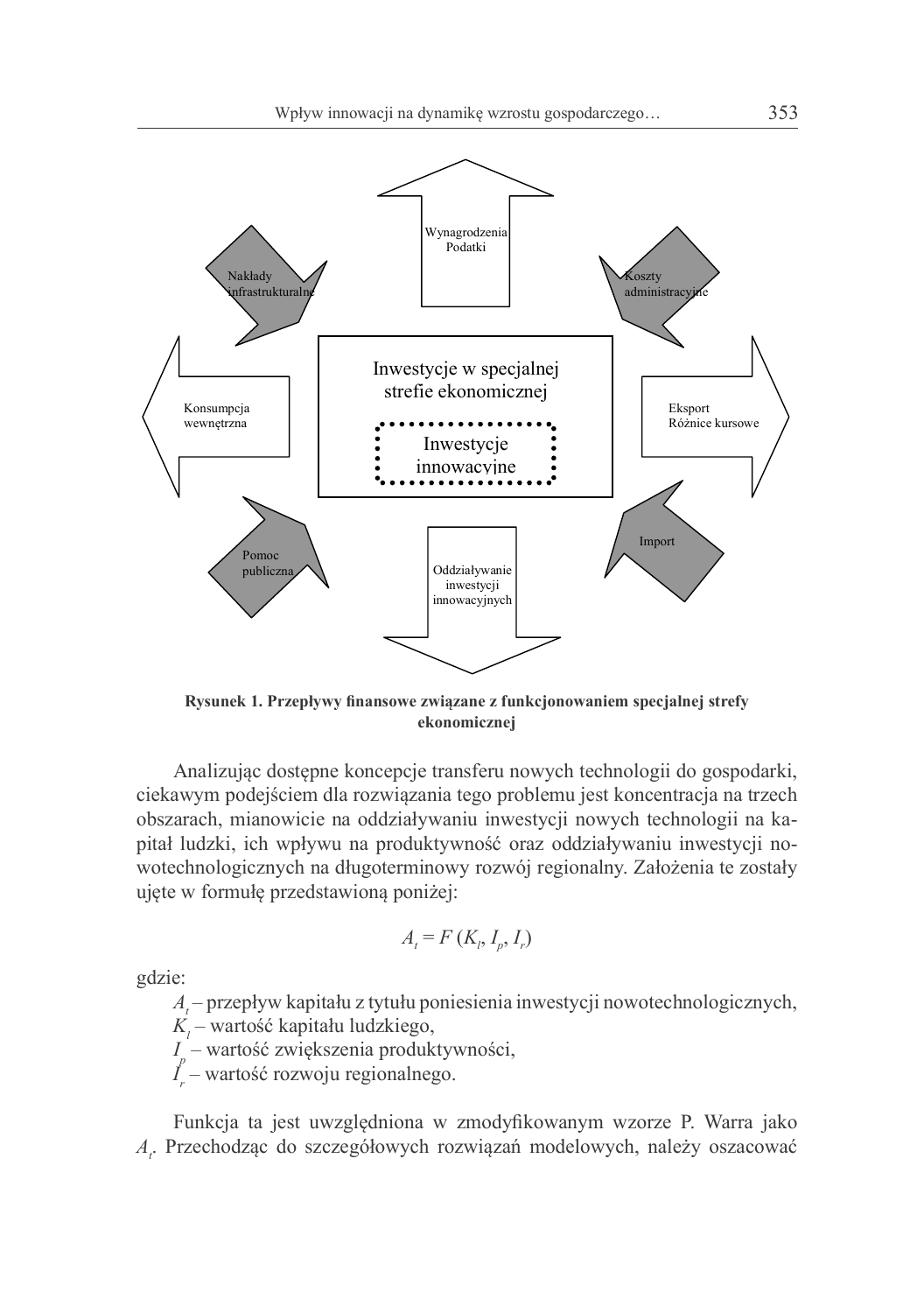Wynagrodzenia
Podatki

Nakłady infrastrukturalne

Koszty administracyjne

Konsumpcja wewnętrzna

Inwestycje w specjalnej strefie ekonomicznej

Inwestycje innowacyjne

Eksport
Różnice kursowe

Pomoc publiczna

Import

Oddziaływanie inwestycji innowacyjnych

**Rysunek 1. Przepływy finansowe związane z funkcjonowaniem specjalnej strefy ekonomicznej**

Analizując dostępne koncepcje transferu nowych technologii do gospodarki, ciekawym podejściem dla rozwiązania tego problemu jest koncentracja na trzech obszarach, mianowicie na oddziaływaniu inwestycji nowych technologii na kapitał ludzki, ich wpływu na produktywność oraz oddziaływaniu inwestycji nowotechnologicznych na długoterminowy rozwój regionalny. Założenia te zostały ujęte w formułę przedstawioną poniżej:

$$A_t = F\,(K_l, I_p, I_r)$$

gdzie:

$A_t$ – przepływ kapitału z tytułu poniesienia inwestycji nowotechnologicznych,
$K_l$ – wartość kapitału ludzkiego,
$I_p$ – wartość zwiększenia produktywności,
$I_r$ – wartość rozwoju regionalnego.

Funkcja ta jest uwzględniona w zmodyfikowanym wzorze P. Warra jako $A_t$. Przechodząc do szczegółowych rozwiązań modelowych, należy oszacować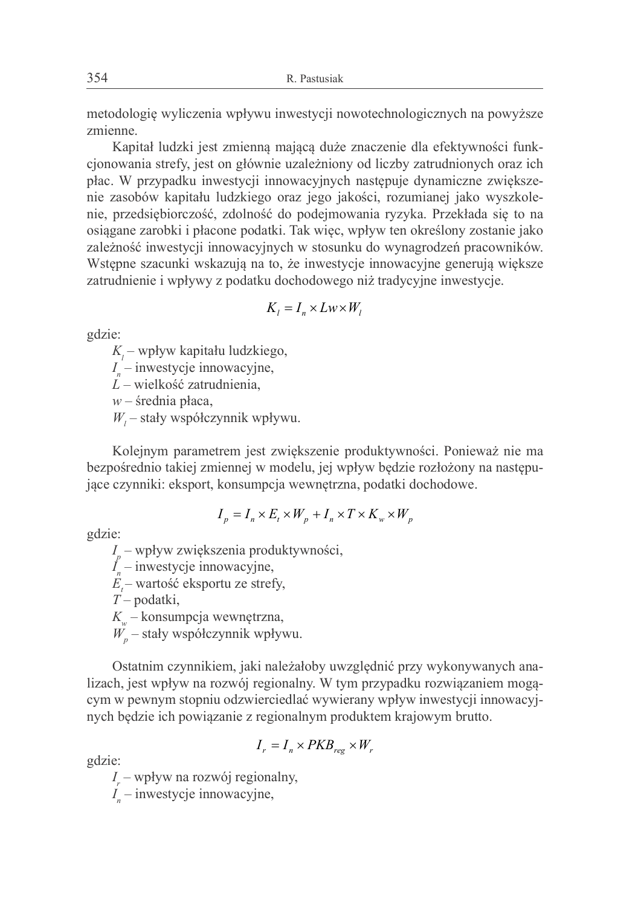metodologię wyliczenia wpływu inwestycji nowotechnologicznych na powyższe zmienne.

Kapitał ludzki jest zmienną mającą duże znaczenie dla efektywności funkcjonowania strefy, jest on głównie uzależniony od liczby zatrudnionych oraz ich płac. W przypadku inwestycji innowacyjnych następuje dynamiczne zwiększenie zasobów kapitału ludzkiego oraz jego jakości, rozumianej jako wyszkolenie, przedsiębiorczość, zdolność do podejmowania ryzyka. Przekłada się to na osiągane zarobki i płacone podatki. Tak więc, wpływ ten określony zostanie jako zależność inwestycji innowacyjnych w stosunku do wynagrodzeń pracowników. Wstępne szacunki wskazują na to, że inwestycje innowacyjne generują większe zatrudnienie i wpływy z podatku dochodowego niż tradycyjne inwestycje.

$$K_l = I_n \times Lw \times W_l$$

gdzie:

$K_l$ – wpływ kapitału ludzkiego,
$I_n$ – inwestycje innowacyjne,
$L$ – wielkość zatrudnienia,
$w$ – średnia płaca,
$W_l$ – stały współczynnik wpływu.

Kolejnym parametrem jest zwiększenie produktywności. Ponieważ nie ma bezpośrednio takiej zmiennej w modelu, jej wpływ będzie rozłożony na następujące czynniki: eksport, konsumpcja wewnętrzna, podatki dochodowe.

$$I_p = I_n \times E_t \times W_p + I_n \times T \times K_w \times W_p$$

gdzie:

$I_p$ – wpływ zwiększenia produktywności,
$I_n$ – inwestycje innowacyjne,
$E_t$ – wartość eksportu ze strefy,
$T$ – podatki,
$K_w$ – konsumpcja wewnętrzna,
$W_p$ – stały współczynnik wpływu.

Ostatnim czynnikiem, jaki należałoby uwzględnić przy wykonywanych analizach, jest wpływ na rozwój regionalny. W tym przypadku rozwiązaniem mogącym w pewnym stopniu odzwierciedlać wywierany wpływ inwestycji innowacyjnych będzie ich powiązanie z regionalnym produktem krajowym brutto.

$$I_r = I_n \times PKB_{reg} \times W_r$$

gdzie:

$I_r$ – wpływ na rozwój regionalny,
$I_n$ – inwestycje innowacyjne,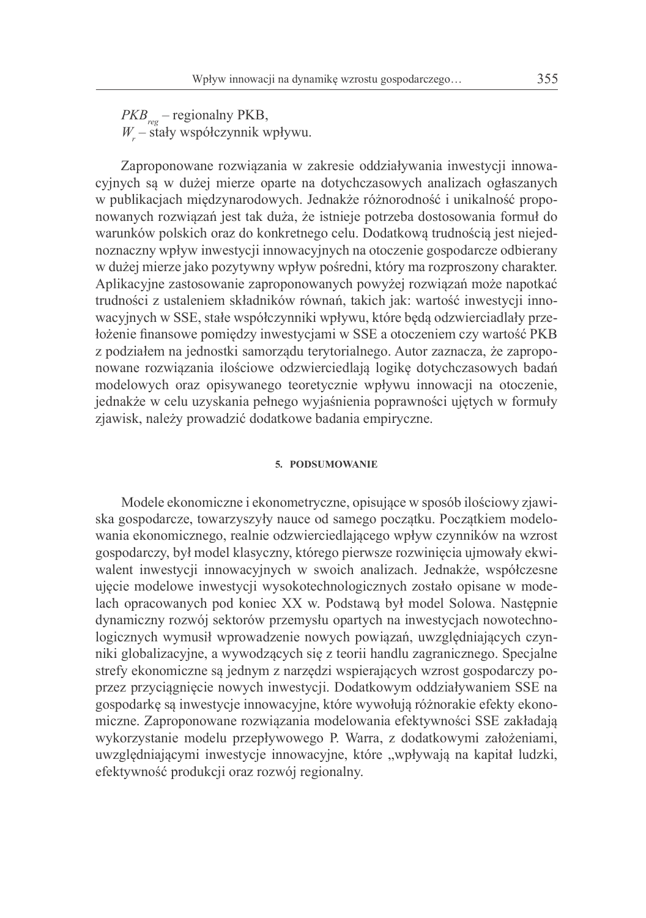$PKB_{reg}$ – regionalny PKB,
$W_r$ – stały współczynnik wpływu.

Zaproponowane rozwiązania w zakresie oddziaływania inwestycji innowacyjnych są w dużej mierze oparte na dotychczasowych analizach ogłaszanych w publikacjach międzynarodowych. Jednakże różnorodność i unikalność proponowanych rozwiązań jest tak duża, że istnieje potrzeba dostosowania formuł do warunków polskich oraz do konkretnego celu. Dodatkową trudnością jest niejednoznaczny wpływ inwestycji innowacyjnych na otoczenie gospodarcze odbierany w dużej mierze jako pozytywny wpływ pośredni, który ma rozproszony charakter. Aplikacyjne zastosowanie zaproponowanych powyżej rozwiązań może napotkać trudności z ustaleniem składników równań, takich jak: wartość inwestycji innowacyjnych w SSE, stałe współczynniki wpływu, które będą odzwierciadlały przełożenie finansowe pomiędzy inwestycjami w SSE a otoczeniem czy wartość PKB z podziałem na jednostki samorządu terytorialnego. Autor zaznacza, że zaproponowane rozwiązania ilościowe odzwierciedlają logikę dotychczasowych badań modelowych oraz opisywanego teoretycznie wpływu innowacji na otoczenie, jednakże w celu uzyskania pełnego wyjaśnienia poprawności ujętych w formuły zjawisk, należy prowadzić dodatkowe badania empiryczne.

## 5. PODSUMOWANIE

Modele ekonomiczne i ekonometryczne, opisujące w sposób ilościowy zjawiska gospodarcze, towarzyszyły nauce od samego początku. Początkiem modelowania ekonomicznego, realnie odzwierciedlającego wpływ czynników na wzrost gospodarczy, był model klasyczny, którego pierwsze rozwinięcia ujmowały ekwiwalent inwestycji innowacyjnych w swoich analizach. Jednakże, współczesne ujęcie modelowe inwestycji wysokotechnologicznych zostało opisane w modelach opracowanych pod koniec XX w. Podstawą był model Solowa. Następnie dynamiczny rozwój sektorów przemysłu opartych na inwestycjach nowotechnologicznych wymusił wprowadzenie nowych powiązań, uwzględniających czynniki globalizacyjne, a wywodzących się z teorii handlu zagranicznego. Specjalne strefy ekonomiczne są jednym z narzędzi wspierających wzrost gospodarczy poprzez przyciągnięcie nowych inwestycji. Dodatkowym oddziaływaniem SSE na gospodarkę są inwestycje innowacyjne, które wywołują różnorakie efekty ekonomiczne. Zaproponowane rozwiązania modelowania efektywności SSE zakładają wykorzystanie modelu przepływowego P. Warra, z dodatkowymi założeniami, uwzględniającymi inwestycje innowacyjne, które „wpływają na kapitał ludzki, efektywność produkcji oraz rozwój regionalny.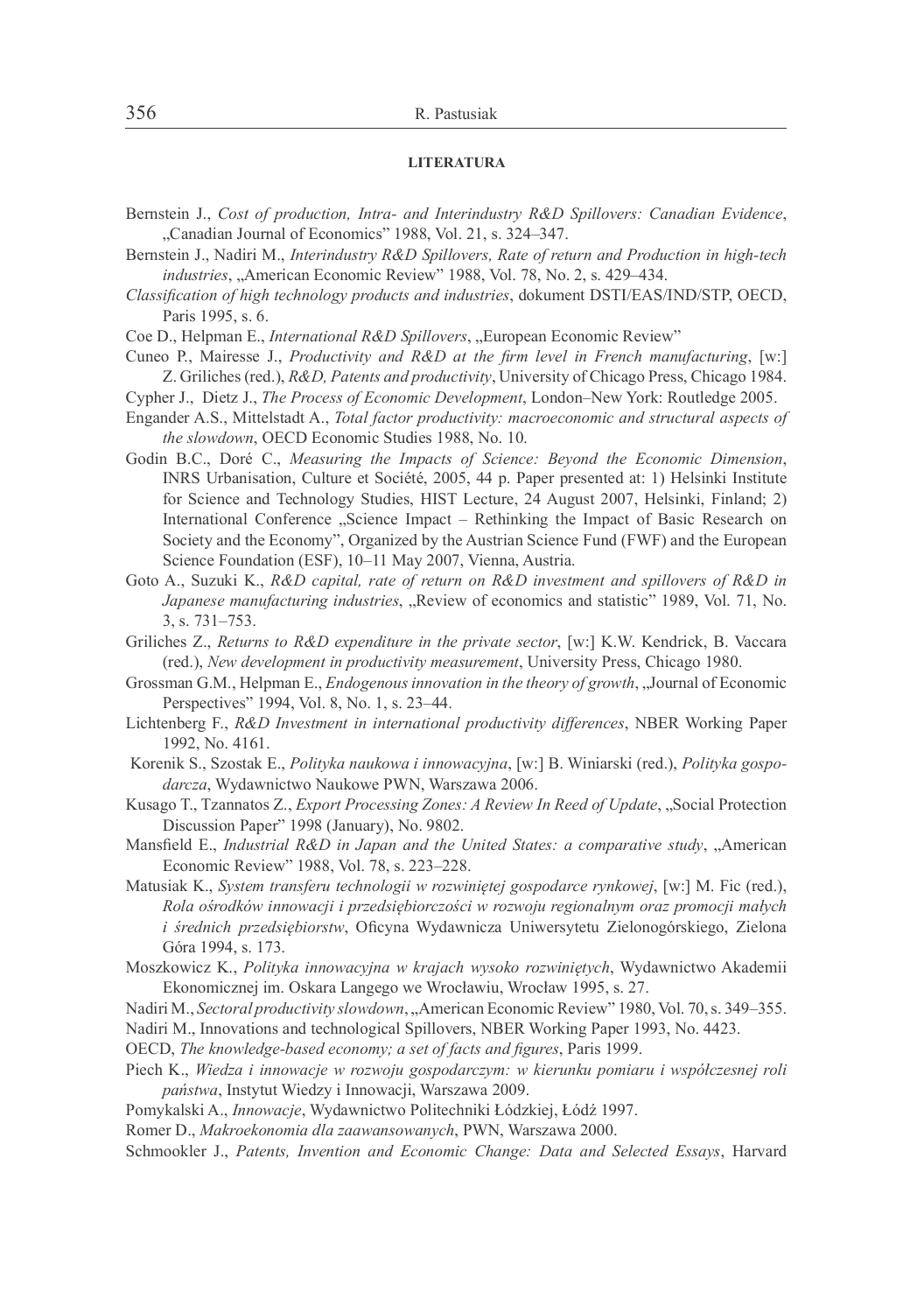#### LITERATURA

Bernstein J., *Cost of production, Intra- and Interindustry R&D Spillovers: Canadian Evidence*, „Canadian Journal of Economics" 1988, Vol. 21, s. 324–347.

Bernstein J., Nadiri M., *Interindustry R&D Spillovers, Rate of return and Production in high-tech industries*, „American Economic Review" 1988, Vol. 78, No. 2, s. 429–434.

*Classification of high technology products and industries*, dokument DSTI/EAS/IND/STP, OECD, Paris 1995, s. 6.

Coe D., Helpman E., *International R&D Spillovers*, „European Economic Review"

Cuneo P., Mairesse J., *Productivity and R&D at the firm level in French manufacturing*, [w:] Z. Griliches (red.), *R&D, Patents and productivity*, University of Chicago Press, Chicago 1984.

Cypher J., Dietz J., *The Process of Economic Development*, London–New York: Routledge 2005.

Engander A.S., Mittelstadt A., *Total factor productivity: macroeconomic and structural aspects of the slowdown*, OECD Economic Studies 1988, No. 10.

Godin B.C., Doré C., *Measuring the Impacts of Science: Beyond the Economic Dimension*, INRS Urbanisation, Culture et Société, 2005, 44 p. Paper presented at: 1) Helsinki Institute for Science and Technology Studies, HIST Lecture, 24 August 2007, Helsinki, Finland; 2) International Conference „Science Impact – Rethinking the Impact of Basic Research on Society and the Economy", Organized by the Austrian Science Fund (FWF) and the European Science Foundation (ESF), 10–11 May 2007, Vienna, Austria.

Goto A., Suzuki K., *R&D capital, rate of return on R&D investment and spillovers of R&D in Japanese manufacturing industries*, „Review of economics and statistic" 1989, Vol. 71, No. 3, s. 731–753.

Griliches Z., *Returns to R&D expenditure in the private sector*, [w:] K.W. Kendrick, B. Vaccara (red.), *New development in productivity measurement*, University Press, Chicago 1980.

Grossman G.M., Helpman E., *Endogenous innovation in the theory of growth*, „Journal of Economic Perspectives" 1994, Vol. 8, No. 1, s. 23–44.

Lichtenberg F., *R&D Investment in international productivity differences*, NBER Working Paper 1992, No. 4161.

Korenik S., Szostak E., *Polityka naukowa i innowacyjna*, [w:] B. Winiarski (red.), *Polityka gospodarcza*, Wydawnictwo Naukowe PWN, Warszawa 2006.

Kusago T., Tzannatos Z., *Export Processing Zones: A Review In Reed of Update*, „Social Protection Discussion Paper" 1998 (January), No. 9802.

Mansfield E., *Industrial R&D in Japan and the United States: a comparative study*, „American Economic Review" 1988, Vol. 78, s. 223–228.

Matusiak K., *System transferu technologii w rozwiniętej gospodarce rynkowej*, [w:] M. Fic (red.), *Rola ośrodków innowacji i przedsiębiorczości w rozwoju regionalnym oraz promocji małych i średnich przedsiębiorstw*, Oficyna Wydawnicza Uniwersytetu Zielonogórskiego, Zielona Góra 1994, s. 173.

Moszkowicz K., *Polityka innowacyjna w krajach wysoko rozwiniętych*, Wydawnictwo Akademii Ekonomicznej im. Oskara Langego we Wrocławiu, Wrocław 1995, s. 27.

Nadiri M., *Sectoral productivity slowdown*, „American Economic Review" 1980, Vol. 70, s. 349–355.

Nadiri M., Innovations and technological Spillovers, NBER Working Paper 1993, No. 4423.

OECD, *The knowledge-based economy; a set of facts and figures*, Paris 1999.

Piech K., *Wiedza i innowacje w rozwoju gospodarczym: w kierunku pomiaru i współczesnej roli państwa*, Instytut Wiedzy i Innowacji, Warszawa 2009.

Pomykalski A., *Innowacje*, Wydawnictwo Politechniki Łódzkiej, Łódź 1997.

Romer D., *Makroekonomia dla zaawansowanych*, PWN, Warszawa 2000.

Schmookler J., *Patents, Invention and Economic Change: Data and Selected Essays*, Harvard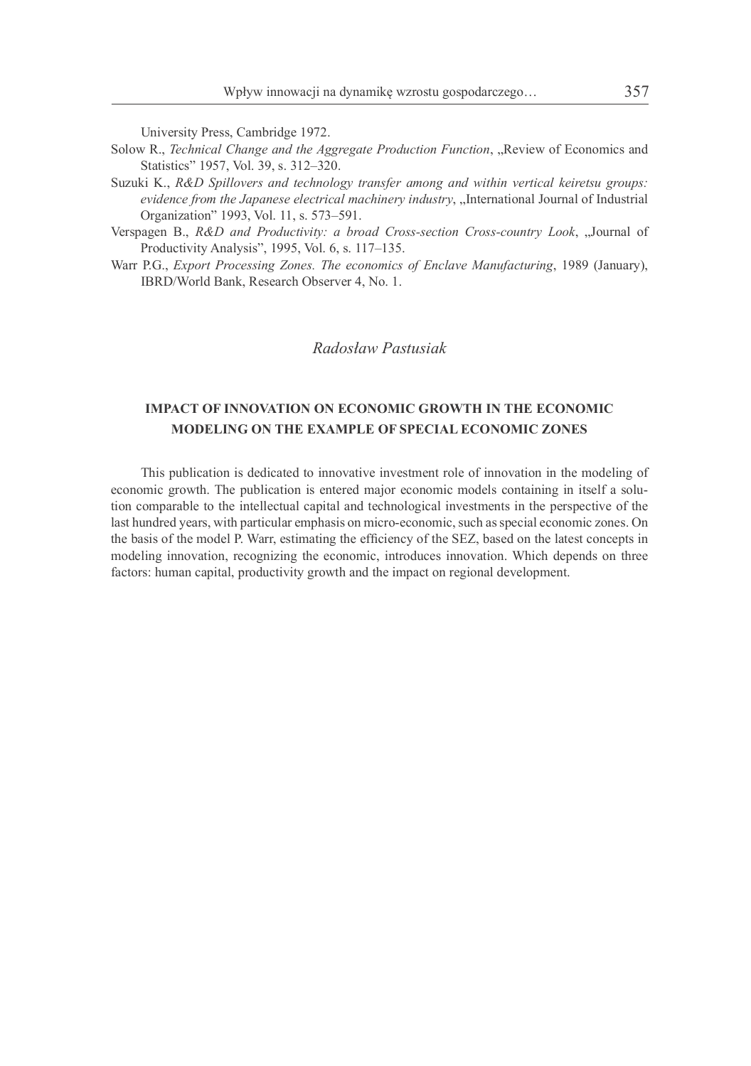University Press, Cambridge 1972.

Solow R., *Technical Change and the Aggregate Production Function*, „Review of Economics and Statistics" 1957, Vol. 39, s. 312–320.

Suzuki K., *R&D Spillovers and technology transfer among and within vertical keiretsu groups: evidence from the Japanese electrical machinery industry*, „International Journal of Industrial Organization" 1993, Vol. 11, s. 573–591.

Verspagen B., *R&D and Productivity: a broad Cross-section Cross-country Look*, „Journal of Productivity Analysis", 1995, Vol. 6, s. 117–135.

Warr P.G., *Export Processing Zones. The economics of Enclave Manufacturing*, 1989 (January), IBRD/World Bank, Research Observer 4, No. 1.

*Radosław Pastusiak*

## IMPACT OF INNOVATION ON ECONOMIC GROWTH IN THE ECONOMIC MODELING ON THE EXAMPLE OF SPECIAL ECONOMIC ZONES

This publication is dedicated to innovative investment role of innovation in the modeling of economic growth. The publication is entered major economic models containing in itself a solution comparable to the intellectual capital and technological investments in the perspective of the last hundred years, with particular emphasis on micro-economic, such as special economic zones. On the basis of the model P. Warr, estimating the efficiency of the SEZ, based on the latest concepts in modeling innovation, recognizing the economic, introduces innovation. Which depends on three factors: human capital, productivity growth and the impact on regional development.